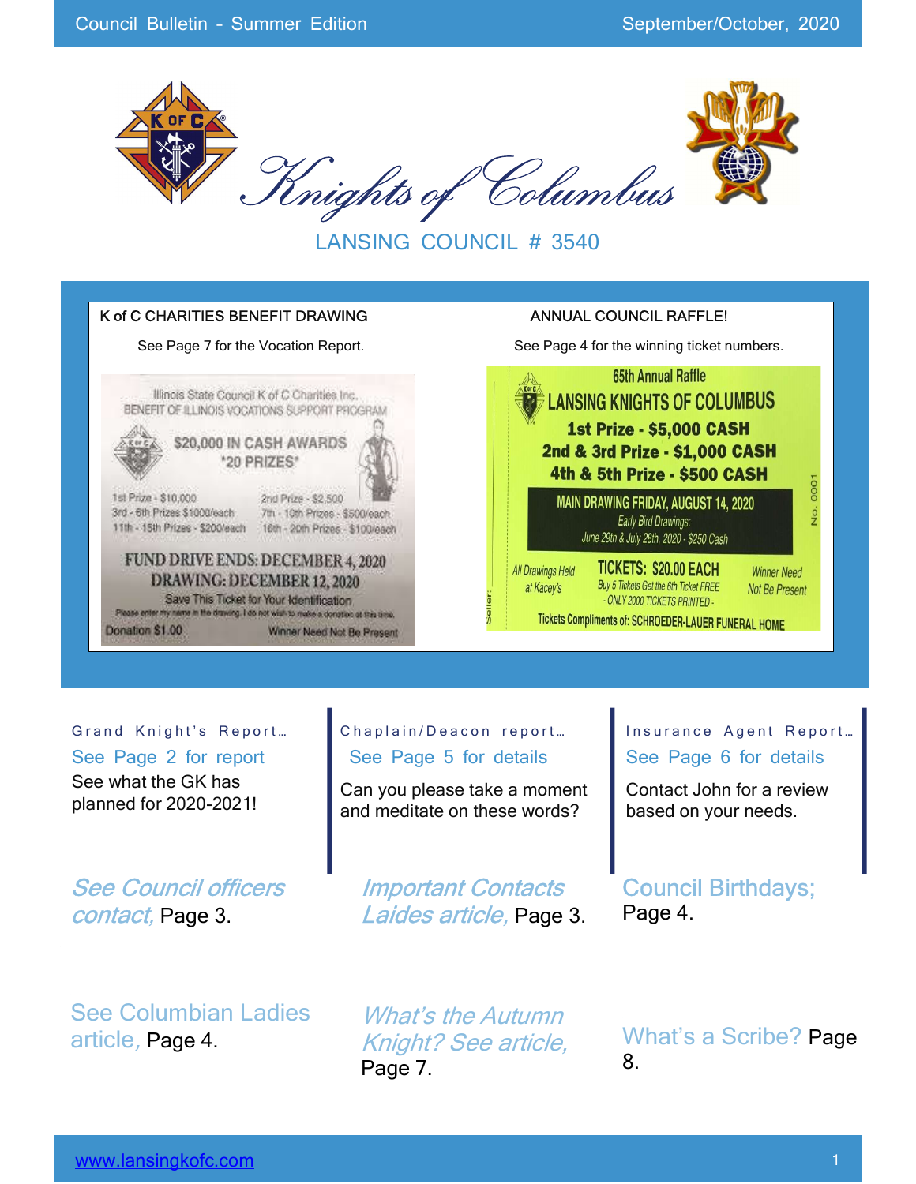# Knights of Columbus

## LANSING COUNCIL # 3540

**K of C CHARITIES BENEFIT DRAWING**

See Page 7 for the Vocation Report.

Illinois State Council K of C Charities Inc.
BENEFIT OF ILLINOIS VOCATIONS SUPPORT PROGRAM

$20,000 IN CASH AWARDS
"20 PRIZES"

1st Prize - $10,000
2nd Prize - $2,500
3rd - 6th Prizes $1000/each
7th - 10th Prizes - $500/each
11th - 15th Prizes - $200/each
16th - 20th Prizes - $100/each

FUND DRIVE ENDS: DECEMBER 4, 2020
DRAWING: DECEMBER 12, 2020
Save This Ticket for Your Identification
Please enter my name in the drawing. I do not wish to make a donation at this time.
Donation $1.00
Winner Need Not Be Present

**ANNUAL COUNCIL RAFFLE!**

See Page 4 for the winning ticket numbers.

65th Annual Raffle
LANSING KNIGHTS OF COLUMBUS
1st Prize - $5,000 CASH
2nd & 3rd Prize - $1,000 CASH
4th & 5th Prize - $500 CASH
MAIN DRAWING FRIDAY, AUGUST 14, 2020
Early Bird Drawings:
June 29th & July 28th, 2020 - $250 Cash
All Drawings Held at Kacey's
TICKETS: $20.00 EACH
Buy 5 Tickets Get the 6th Ticket FREE
- ONLY 2000 TICKETS PRINTED -
Winner Need Not Be Present
Tickets Compliments of: SCHROEDER-LAUER FUNERAL HOME
Seller:
No. 0001

**Grand Knight's Report…**

See Page 2 for report

See what the GK has planned for 2020-2021!

**Chaplain/Deacon report…**

See Page 5 for details

Can you please take a moment and meditate on these words?

**Insurance Agent Report…**

See Page 6 for details

Contact John for a review based on your needs.

*See Council officers contact,* Page 3.

*Important Contacts Laides article,* Page 3.

Council Birthdays; Page 4.

See Columbian Ladies article, Page 4.

*What's the Autumn Knight? See article,* Page 7.

What's a Scribe? Page 8.

[www.lansingkofc.com](http://www.lansingkofc.com)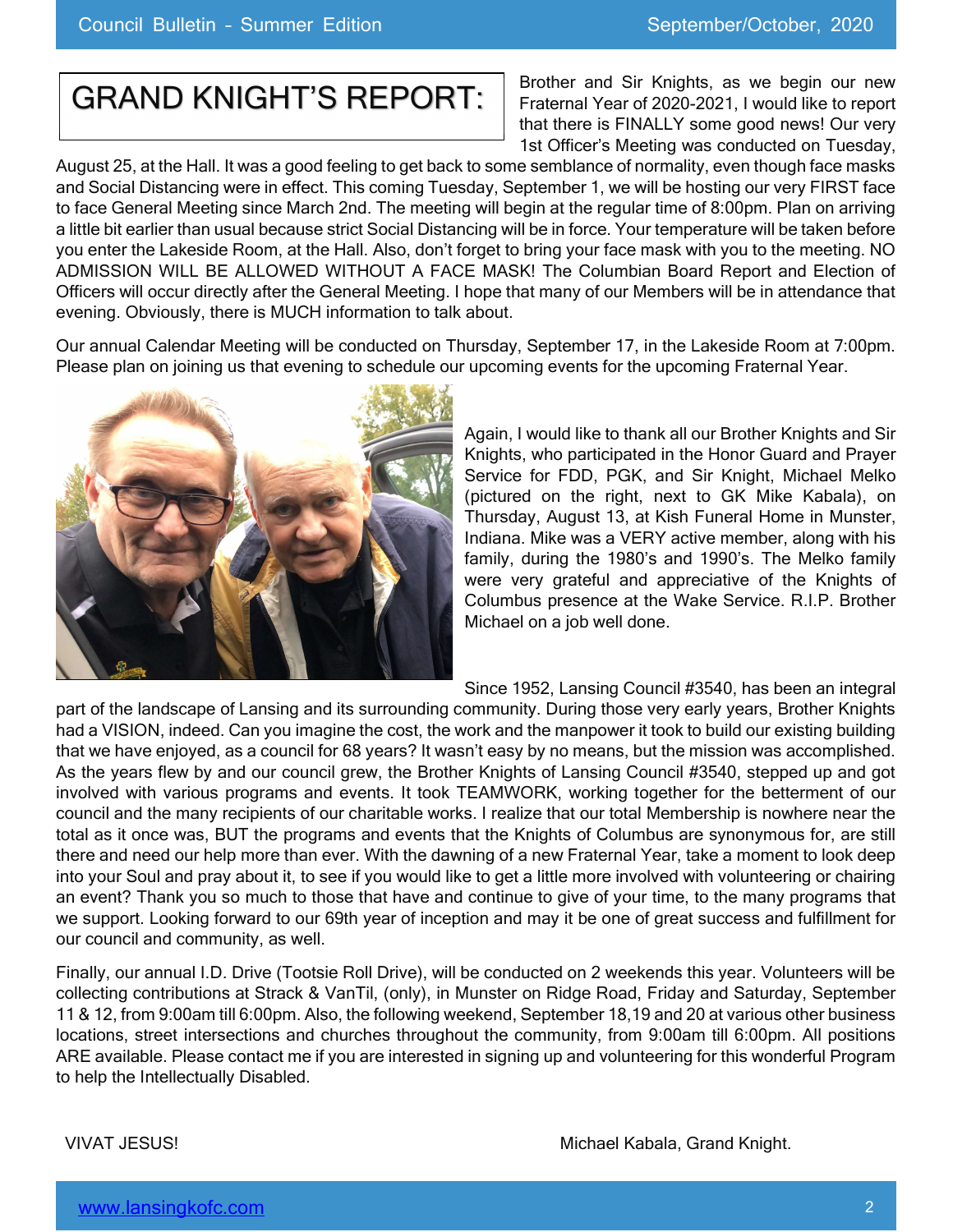# GRAND KNIGHT'S REPORT:

Brother and Sir Knights, as we begin our new Fraternal Year of 2020-2021, I would like to report that there is FINALLY some good news! Our very 1st Officer's Meeting was conducted on Tuesday, August 25, at the Hall. It was a good feeling to get back to some semblance of normality, even though face masks and Social Distancing were in effect. This coming Tuesday, September 1, we will be hosting our very FIRST face to face General Meeting since March 2nd. The meeting will begin at the regular time of 8:00pm. Plan on arriving a little bit earlier than usual because strict Social Distancing will be in force. Your temperature will be taken before you enter the Lakeside Room, at the Hall. Also, don't forget to bring your face mask with you to the meeting. NO ADMISSION WILL BE ALLOWED WITHOUT A FACE MASK! The Columbian Board Report and Election of Officers will occur directly after the General Meeting. I hope that many of our Members will be in attendance that evening. Obviously, there is MUCH information to talk about.

Our annual Calendar Meeting will be conducted on Thursday, September 17, in the Lakeside Room at 7:00pm. Please plan on joining us that evening to schedule our upcoming events for the upcoming Fraternal Year.

Again, I would like to thank all our Brother Knights and Sir Knights, who participated in the Honor Guard and Prayer Service for FDD, PGK, and Sir Knight, Michael Melko (pictured on the right, next to GK Mike Kabala), on Thursday, August 13, at Kish Funeral Home in Munster, Indiana. Mike was a VERY active member, along with his family, during the 1980's and 1990's. The Melko family were very grateful and appreciative of the Knights of Columbus presence at the Wake Service. R.I.P. Brother Michael on a job well done.

Since 1952, Lansing Council #3540, has been an integral part of the landscape of Lansing and its surrounding community. During those very early years, Brother Knights had a VISION, indeed. Can you imagine the cost, the work and the manpower it took to build our existing building that we have enjoyed, as a council for 68 years? It wasn't easy by no means, but the mission was accomplished. As the years flew by and our council grew, the Brother Knights of Lansing Council #3540, stepped up and got involved with various programs and events. It took TEAMWORK, working together for the betterment of our council and the many recipients of our charitable works. I realize that our total Membership is nowhere near the total as it once was, BUT the programs and events that the Knights of Columbus are synonymous for, are still there and need our help more than ever. With the dawning of a new Fraternal Year, take a moment to look deep into your Soul and pray about it, to see if you would like to get a little more involved with volunteering or chairing an event? Thank you so much to those that have and continue to give of your time, to the many programs that we support. Looking forward to our 69th year of inception and may it be one of great success and fulfillment for our council and community, as well.

Finally, our annual I.D. Drive (Tootsie Roll Drive), will be conducted on 2 weekends this year. Volunteers will be collecting contributions at Strack & VanTil, (only), in Munster on Ridge Road, Friday and Saturday, September 11 & 12, from 9:00am till 6:00pm. Also, the following weekend, September 18,19 and 20 at various other business locations, street intersections and churches throughout the community, from 9:00am till 6:00pm. All positions ARE available. Please contact me if you are interested in signing up and volunteering for this wonderful Program to help the Intellectually Disabled.

VIVAT JESUS!

Michael Kabala, Grand Knight.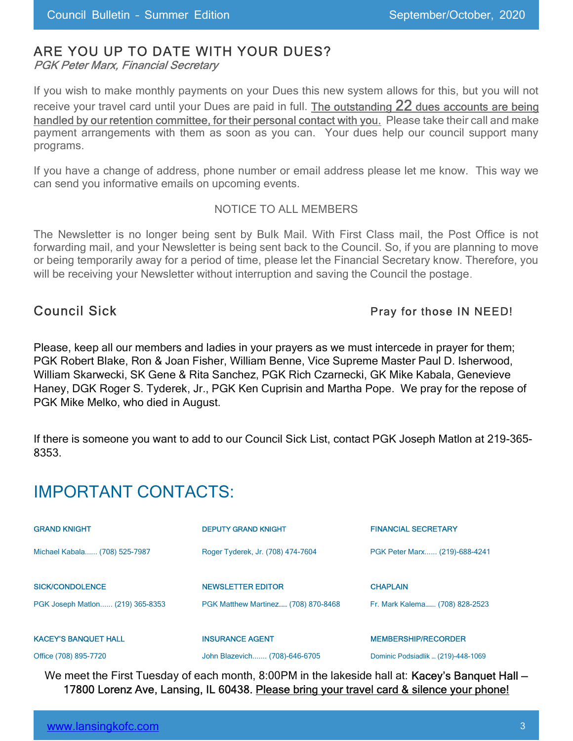## ARE YOU UP TO DATE WITH YOUR DUES?

*PGK Peter Marx, Financial Secretary*

If you wish to make monthly payments on your Dues this new system allows for this, but you will not receive your travel card until your Dues are paid in full. The outstanding 22 dues accounts are being handled by our retention committee, for their personal contact with you. Please take their call and make payment arrangements with them as soon as you can. Your dues help our council support many programs.

If you have a change of address, phone number or email address please let me know. This way we can send you informative emails on upcoming events.

NOTICE TO ALL MEMBERS

The Newsletter is no longer being sent by Bulk Mail. With First Class mail, the Post Office is not forwarding mail, and your Newsletter is being sent back to the Council. So, if you are planning to move or being temporarily away for a period of time, please let the Financial Secretary know. Therefore, you will be receiving your Newsletter without interruption and saving the Council the postage.

## Council Sick

Pray for those IN NEED!

Please, keep all our members and ladies in your prayers as we must intercede in prayer for them; PGK Robert Blake, Ron & Joan Fisher, William Benne, Vice Supreme Master Paul D. Isherwood, William Skarwecki, SK Gene & Rita Sanchez, PGK Rich Czarnecki, GK Mike Kabala, Genevieve Haney, DGK Roger S. Tyderek, Jr., PGK Ken Cuprisin and Martha Pope. We pray for the repose of PGK Mike Melko, who died in August.

If there is someone you want to add to our Council Sick List, contact PGK Joseph Matlon at 219-365-8353.

# IMPORTANT CONTACTS:

**GRAND KNIGHT**

Michael Kabala...... (708) 525-7987

**DEPUTY GRAND KNIGHT**

Roger Tyderek, Jr. (708) 474-7604

**FINANCIAL SECRETARY**

PGK Peter Marx...... (219)-688-4241

**SICK/CONDOLENCE**

PGK Joseph Matlon...... (219) 365-8353

**NEWSLETTER EDITOR**

PGK Matthew Martinez...... (708) 870-8468

**CHAPLAIN**

Fr. Mark Kalema...... (708) 828-2523

**KACEY'S BANQUET HALL**

Office (708) 895-7720

**INSURANCE AGENT**

John Blazevich....... (708)-646-6705

**MEMBERSHIP/RECORDER**

Dominic Podsiadlik ... (219)-448-1069

We meet the First Tuesday of each month, 8:00PM in the lakeside hall at: Kacey's Banquet Hall – 17800 Lorenz Ave, Lansing, IL 60438. Please bring your travel card & silence your phone!

www.lansingkofc.com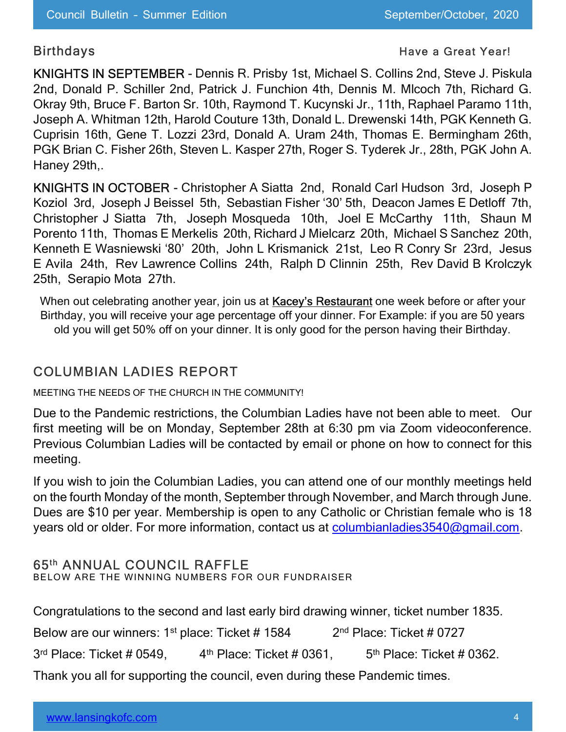## Birthdays

Have a Great Year!

**KNIGHTS IN SEPTEMBER** - Dennis R. Prisby 1st, Michael S. Collins 2nd, Steve J. Piskula 2nd, Donald P. Schiller 2nd, Patrick J. Funchion 4th, Dennis M. Mlcoch 7th, Richard G. Okray 9th, Bruce F. Barton Sr. 10th, Raymond T. Kucynski Jr., 11th, Raphael Paramo 11th, Joseph A. Whitman 12th, Harold Couture 13th, Donald L. Drewenski 14th, PGK Kenneth G. Cuprisin 16th, Gene T. Lozzi 23rd, Donald A. Uram 24th, Thomas E. Bermingham 26th, PGK Brian C. Fisher 26th, Steven L. Kasper 27th, Roger S. Tyderek Jr., 28th, PGK John A. Haney 29th,.

**KNIGHTS IN OCTOBER** - Christopher A Siatta 2nd, Ronald Carl Hudson 3rd, Joseph P Koziol 3rd, Joseph J Beissel 5th, Sebastian Fisher '30' 5th, Deacon James E Detloff 7th, Christopher J Siatta 7th, Joseph Mosqueda 10th, Joel E McCarthy 11th, Shaun M Porento 11th, Thomas E Merkelis 20th, Richard J Mielcarz 20th, Michael S Sanchez 20th, Kenneth E Wasniewski '80' 20th, John L Krismanick 21st, Leo R Conry Sr 23rd, Jesus E Avila 24th, Rev Lawrence Collins 24th, Ralph D Clinnin 25th, Rev David B Krolczyk 25th, Serapio Mota 27th.

When out celebrating another year, join us at Kacey's Restaurant one week before or after your Birthday, you will receive your age percentage off your dinner. For Example: if you are 50 years old you will get 50% off on your dinner. It is only good for the person having their Birthday.

## COLUMBIAN LADIES REPORT

MEETING THE NEEDS OF THE CHURCH IN THE COMMUNITY!

Due to the Pandemic restrictions, the Columbian Ladies have not been able to meet. Our first meeting will be on Monday, September 28th at 6:30 pm via Zoom videoconference. Previous Columbian Ladies will be contacted by email or phone on how to connect for this meeting.

If you wish to join the Columbian Ladies, you can attend one of our monthly meetings held on the fourth Monday of the month, September through November, and March through June. Dues are $10 per year. Membership is open to any Catholic or Christian female who is 18 years old or older. For more information, contact us at columbianladies3540@gmail.com.

## 65th ANNUAL COUNCIL RAFFLE

BELOW ARE THE WINNING NUMBERS FOR OUR FUNDRAISER

Congratulations to the second and last early bird drawing winner, ticket number 1835.

Below are our winners: 1st place: Ticket # 1584 2nd Place: Ticket # 0727

3rd Place: Ticket # 0549, 4th Place: Ticket # 0361, 5th Place: Ticket # 0362.

Thank you all for supporting the council, even during these Pandemic times.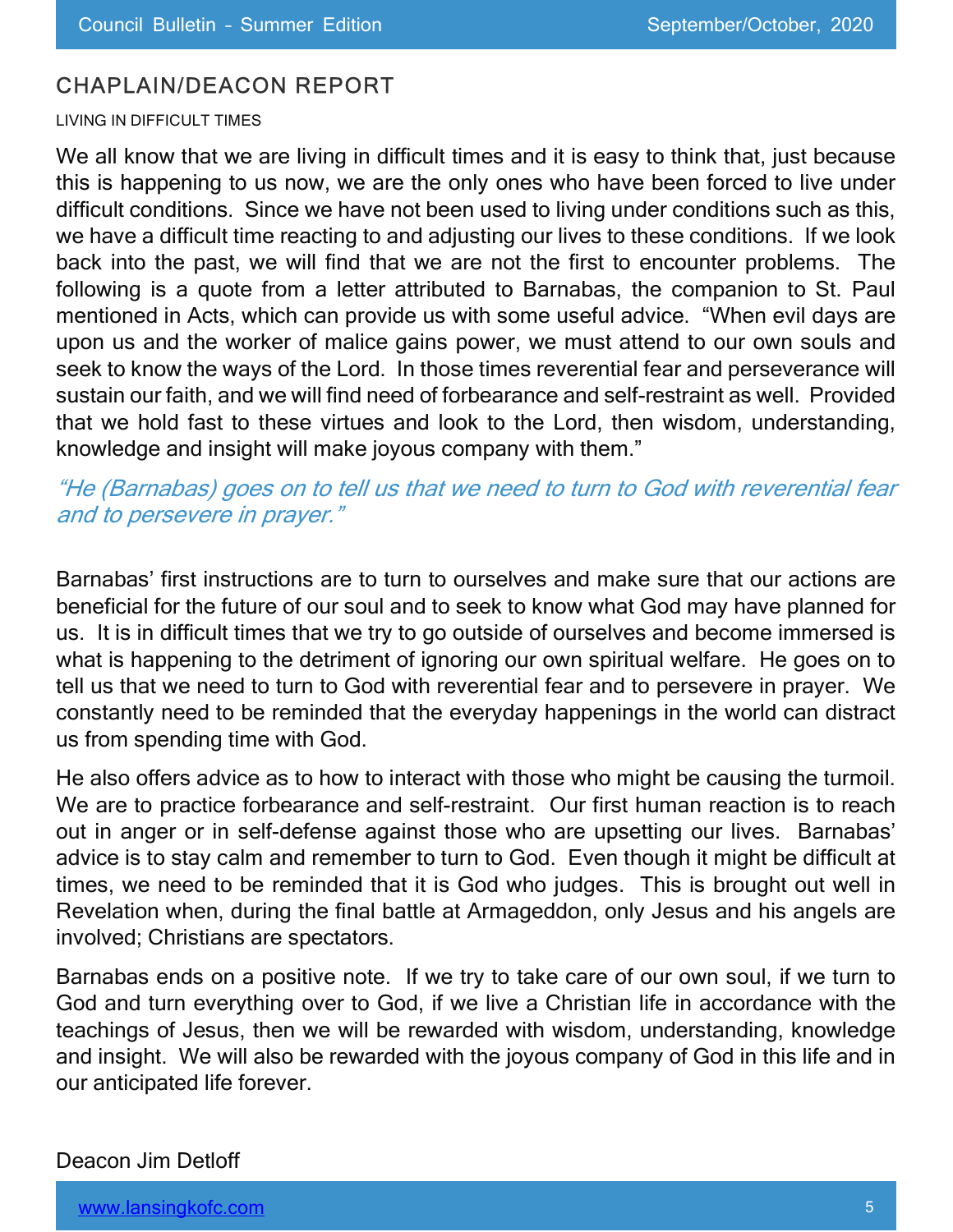## CHAPLAIN/DEACON REPORT

LIVING IN DIFFICULT TIMES

We all know that we are living in difficult times and it is easy to think that, just because this is happening to us now, we are the only ones who have been forced to live under difficult conditions. Since we have not been used to living under conditions such as this, we have a difficult time reacting to and adjusting our lives to these conditions. If we look back into the past, we will find that we are not the first to encounter problems. The following is a quote from a letter attributed to Barnabas, the companion to St. Paul mentioned in Acts, which can provide us with some useful advice. "When evil days are upon us and the worker of malice gains power, we must attend to our own souls and seek to know the ways of the Lord. In those times reverential fear and perseverance will sustain our faith, and we will find need of forbearance and self-restraint as well. Provided that we hold fast to these virtues and look to the Lord, then wisdom, understanding, knowledge and insight will make joyous company with them."

*"He (Barnabas) goes on to tell us that we need to turn to God with reverential fear and to persevere in prayer."*

Barnabas' first instructions are to turn to ourselves and make sure that our actions are beneficial for the future of our soul and to seek to know what God may have planned for us. It is in difficult times that we try to go outside of ourselves and become immersed is what is happening to the detriment of ignoring our own spiritual welfare. He goes on to tell us that we need to turn to God with reverential fear and to persevere in prayer. We constantly need to be reminded that the everyday happenings in the world can distract us from spending time with God.

He also offers advice as to how to interact with those who might be causing the turmoil. We are to practice forbearance and self-restraint. Our first human reaction is to reach out in anger or in self-defense against those who are upsetting our lives. Barnabas' advice is to stay calm and remember to turn to God. Even though it might be difficult at times, we need to be reminded that it is God who judges. This is brought out well in Revelation when, during the final battle at Armageddon, only Jesus and his angels are involved; Christians are spectators.

Barnabas ends on a positive note. If we try to take care of our own soul, if we turn to God and turn everything over to God, if we live a Christian life in accordance with the teachings of Jesus, then we will be rewarded with wisdom, understanding, knowledge and insight. We will also be rewarded with the joyous company of God in this life and in our anticipated life forever.

Deacon Jim Detloff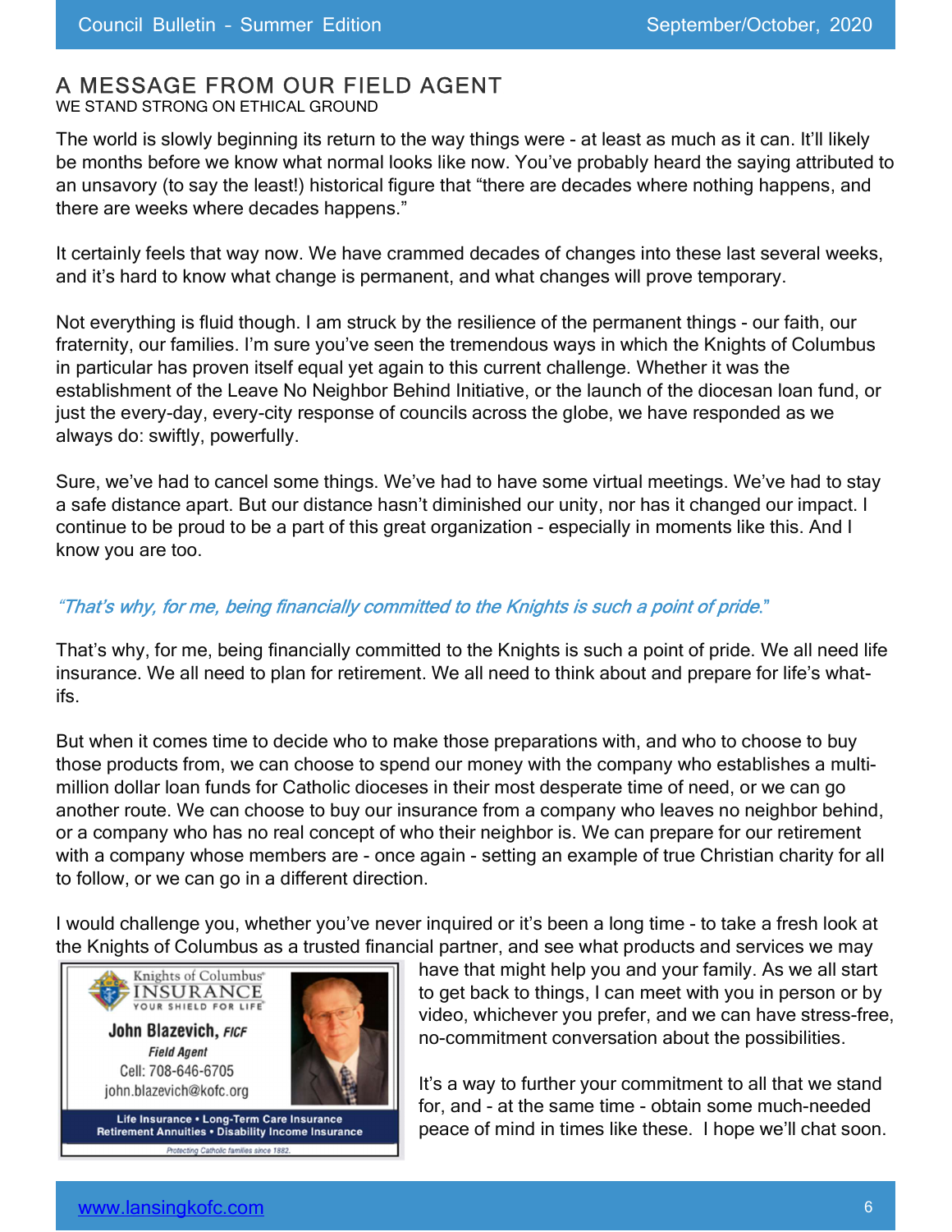## A MESSAGE FROM OUR FIELD AGENT

WE STAND STRONG ON ETHICAL GROUND

The world is slowly beginning its return to the way things were - at least as much as it can. It'll likely be months before we know what normal looks like now. You've probably heard the saying attributed to an unsavory (to say the least!) historical figure that "there are decades where nothing happens, and there are weeks where decades happens."

It certainly feels that way now. We have crammed decades of changes into these last several weeks, and it's hard to know what change is permanent, and what changes will prove temporary.

Not everything is fluid though. I am struck by the resilience of the permanent things - our faith, our fraternity, our families. I'm sure you've seen the tremendous ways in which the Knights of Columbus in particular has proven itself equal yet again to this current challenge. Whether it was the establishment of the Leave No Neighbor Behind Initiative, or the launch of the diocesan loan fund, or just the every-day, every-city response of councils across the globe, we have responded as we always do: swiftly, powerfully.

Sure, we've had to cancel some things. We've had to have some virtual meetings. We've had to stay a safe distance apart. But our distance hasn't diminished our unity, nor has it changed our impact. I continue to be proud to be a part of this great organization - especially in moments like this. And I know you are too.

*"That's why, for me, being financially committed to the Knights is such a point of pride."*

That's why, for me, being financially committed to the Knights is such a point of pride. We all need life insurance. We all need to plan for retirement. We all need to think about and prepare for life's what-ifs.

But when it comes time to decide who to make those preparations with, and who to choose to buy those products from, we can choose to spend our money with the company who establishes a multi-million dollar loan funds for Catholic dioceses in their most desperate time of need, or we can go another route. We can choose to buy our insurance from a company who leaves no neighbor behind, or a company who has no real concept of who their neighbor is. We can prepare for our retirement with a company whose members are - once again - setting an example of true Christian charity for all to follow, or we can go in a different direction.

I would challenge you, whether you've never inquired or it's been a long time - to take a fresh look at the Knights of Columbus as a trusted financial partner, and see what products and services we may have that might help you and your family. As we all start to get back to things, I can meet with you in person or by video, whichever you prefer, and we can have stress-free, no-commitment conversation about the possibilities.

It's a way to further your commitment to all that we stand for, and - at the same time - obtain some much-needed peace of mind in times like these. I hope we'll chat soon.

Knights of Columbus® INSURANCE
YOUR SHIELD FOR LIFE®

**John Blazevich, *FICF***
*Field Agent*
Cell: 708-646-6705
john.blazevich@kofc.org

Life Insurance • Long-Term Care Insurance
Retirement Annuities • Disability Income Insurance

*Protecting Catholic families since 1882.*

www.lansingkofc.com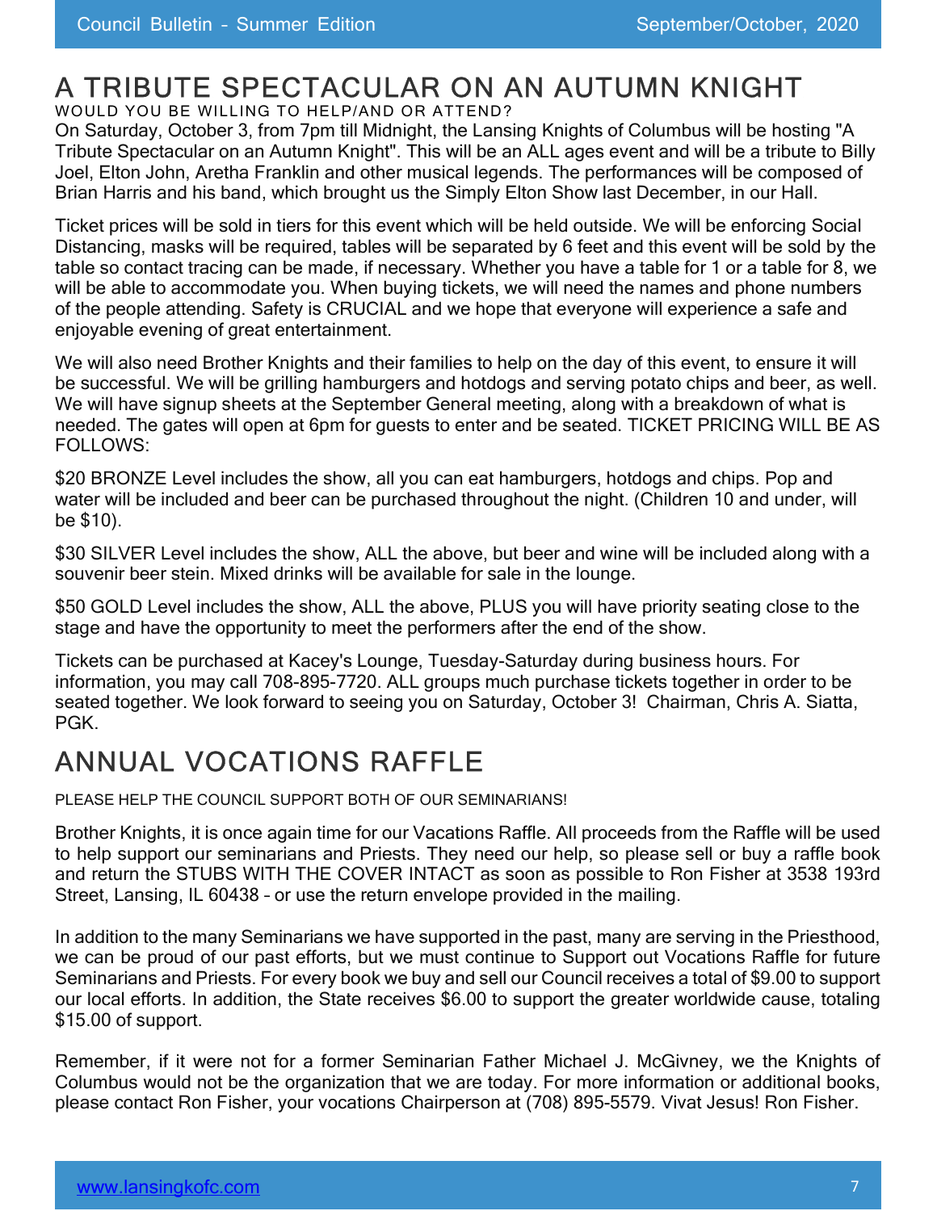# A TRIBUTE SPECTACULAR ON AN AUTUMN KNIGHT

WOULD YOU BE WILLING TO HELP/AND OR ATTEND?

On Saturday, October 3, from 7pm till Midnight, the Lansing Knights of Columbus will be hosting "A Tribute Spectacular on an Autumn Knight". This will be an ALL ages event and will be a tribute to Billy Joel, Elton John, Aretha Franklin and other musical legends. The performances will be composed of Brian Harris and his band, which brought us the Simply Elton Show last December, in our Hall.

Ticket prices will be sold in tiers for this event which will be held outside. We will be enforcing Social Distancing, masks will be required, tables will be separated by 6 feet and this event will be sold by the table so contact tracing can be made, if necessary. Whether you have a table for 1 or a table for 8, we will be able to accommodate you. When buying tickets, we will need the names and phone numbers of the people attending. Safety is CRUCIAL and we hope that everyone will experience a safe and enjoyable evening of great entertainment.

We will also need Brother Knights and their families to help on the day of this event, to ensure it will be successful. We will be grilling hamburgers and hotdogs and serving potato chips and beer, as well. We will have signup sheets at the September General meeting, along with a breakdown of what is needed. The gates will open at 6pm for guests to enter and be seated. TICKET PRICING WILL BE AS FOLLOWS:

$20 BRONZE Level includes the show, all you can eat hamburgers, hotdogs and chips. Pop and water will be included and beer can be purchased throughout the night. (Children 10 and under, will be $10).

$30 SILVER Level includes the show, ALL the above, but beer and wine will be included along with a souvenir beer stein. Mixed drinks will be available for sale in the lounge.

$50 GOLD Level includes the show, ALL the above, PLUS you will have priority seating close to the stage and have the opportunity to meet the performers after the end of the show.

Tickets can be purchased at Kacey's Lounge, Tuesday-Saturday during business hours. For information, you may call 708-895-7720. ALL groups much purchase tickets together in order to be seated together. We look forward to seeing you on Saturday, October 3! Chairman, Chris A. Siatta, PGK.

# ANNUAL VOCATIONS RAFFLE

PLEASE HELP THE COUNCIL SUPPORT BOTH OF OUR SEMINARIANS!

Brother Knights, it is once again time for our Vacations Raffle. All proceeds from the Raffle will be used to help support our seminarians and Priests. They need our help, so please sell or buy a raffle book and return the STUBS WITH THE COVER INTACT as soon as possible to Ron Fisher at 3538 193rd Street, Lansing, IL 60438 – or use the return envelope provided in the mailing.

In addition to the many Seminarians we have supported in the past, many are serving in the Priesthood, we can be proud of our past efforts, but we must continue to Support out Vocations Raffle for future Seminarians and Priests. For every book we buy and sell our Council receives a total of $9.00 to support our local efforts. In addition, the State receives $6.00 to support the greater worldwide cause, totaling $15.00 of support.

Remember, if it were not for a former Seminarian Father Michael J. McGivney, we the Knights of Columbus would not be the organization that we are today. For more information or additional books, please contact Ron Fisher, your vocations Chairperson at (708) 895-5579. Vivat Jesus! Ron Fisher.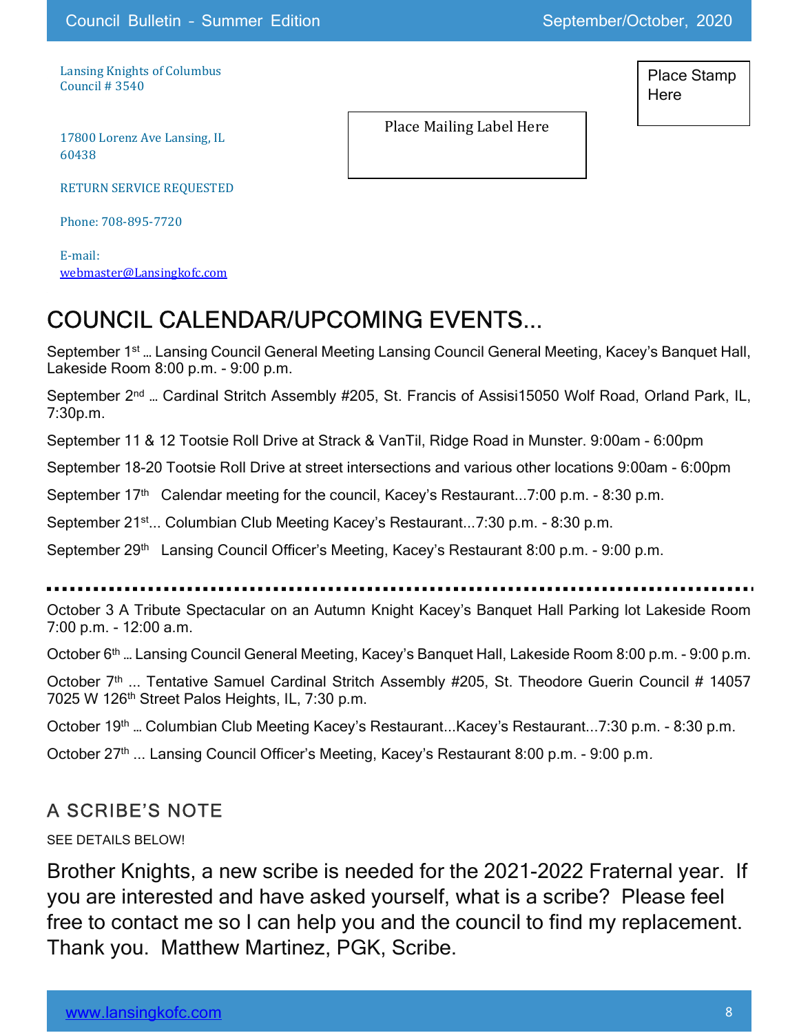Lansing Knights of Columbus
Council # 3540

17800 Lorenz Ave Lansing, IL 60438

RETURN SERVICE REQUESTED

Phone: 708-895-7720

E-mail: webmaster@Lansingkofc.com

Place Mailing Label Here

Place Stamp Here

# COUNCIL CALENDAR/UPCOMING EVENTS...

September 1st … Lansing Council General Meeting Lansing Council General Meeting, Kacey's Banquet Hall, Lakeside Room 8:00 p.m. - 9:00 p.m.

September 2nd … Cardinal Stritch Assembly #205, St. Francis of Assisi15050 Wolf Road, Orland Park, IL, 7:30p.m.

September 11 & 12 Tootsie Roll Drive at Strack & VanTil, Ridge Road in Munster. 9:00am - 6:00pm

September 18-20 Tootsie Roll Drive at street intersections and various other locations 9:00am - 6:00pm

September 17th Calendar meeting for the council, Kacey's Restaurant...7:00 p.m. - 8:30 p.m.

September 21st... Columbian Club Meeting Kacey's Restaurant...7:30 p.m. - 8:30 p.m.

September 29th Lansing Council Officer's Meeting, Kacey's Restaurant 8:00 p.m. - 9:00 p.m.

---

October 3 A Tribute Spectacular on an Autumn Knight Kacey's Banquet Hall Parking lot Lakeside Room 7:00 p.m. - 12:00 a.m.

October 6th … Lansing Council General Meeting, Kacey's Banquet Hall, Lakeside Room 8:00 p.m. - 9:00 p.m.

October 7th ... Tentative Samuel Cardinal Stritch Assembly #205, St. Theodore Guerin Council # 14057 7025 W 126th Street Palos Heights, IL, 7:30 p.m.

October 19th … Columbian Club Meeting Kacey's Restaurant...Kacey's Restaurant...7:30 p.m. - 8:30 p.m.

October 27th ... Lansing Council Officer's Meeting, Kacey's Restaurant 8:00 p.m. - 9:00 p.m.

## A SCRIBE'S NOTE

SEE DETAILS BELOW!

Brother Knights, a new scribe is needed for the 2021-2022 Fraternal year. If you are interested and have asked yourself, what is a scribe? Please feel free to contact me so I can help you and the council to find my replacement. Thank you. Matthew Martinez, PGK, Scribe.

www.lansingkofc.com